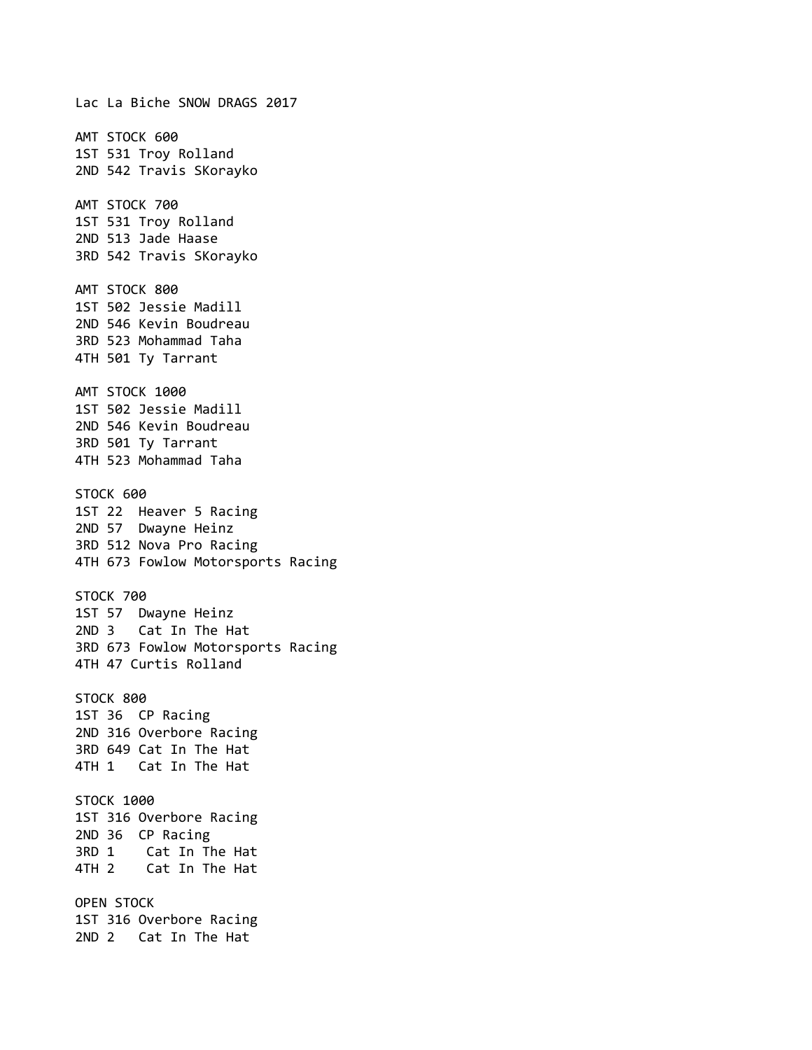# Lac La Biche SNOW DRAGS 2017

## AMT STOCK 600

1ST 531 Troy Rolland
2ND 542 Travis SKorayko

## AMT STOCK 700

1ST 531 Troy Rolland
2ND 513 Jade Haase
3RD 542 Travis SKorayko

## AMT STOCK 800

1ST 502 Jessie Madill
2ND 546 Kevin Boudreau
3RD 523 Mohammad Taha
4TH 501 Ty Tarrant

## AMT STOCK 1000

1ST 502 Jessie Madill
2ND 546 Kevin Boudreau
3RD 501 Ty Tarrant
4TH 523 Mohammad Taha

## STOCK 600

1ST 22 Heaver 5 Racing
2ND 57 Dwayne Heinz
3RD 512 Nova Pro Racing
4TH 673 Fowlow Motorsports Racing

## STOCK 700

1ST 57 Dwayne Heinz
2ND 3 Cat In The Hat
3RD 673 Fowlow Motorsports Racing
4TH 47 Curtis Rolland

## STOCK 800

1ST 36 CP Racing
2ND 316 Overbore Racing
3RD 649 Cat In The Hat
4TH 1 Cat In The Hat

## STOCK 1000

1ST 316 Overbore Racing
2ND 36 CP Racing
3RD 1 Cat In The Hat
4TH 2 Cat In The Hat

## OPEN STOCK

1ST 316 Overbore Racing
2ND 2 Cat In The Hat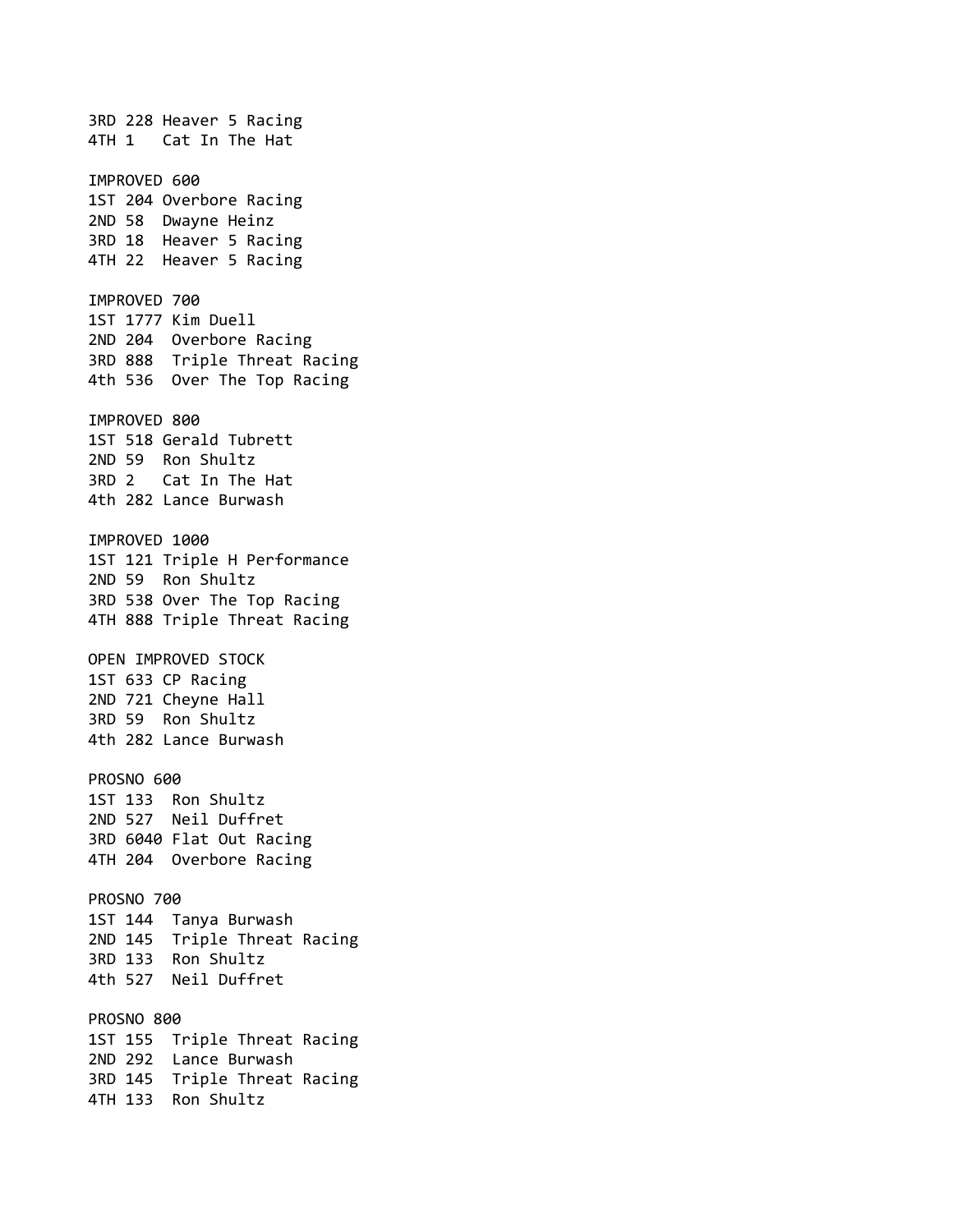3RD 228 Heaver 5 Racing
4TH 1   Cat In The Hat

IMPROVED 600
1ST 204 Overbore Racing
2ND 58  Dwayne Heinz
3RD 18  Heaver 5 Racing
4TH 22  Heaver 5 Racing

IMPROVED 700
1ST 1777 Kim Duell
2ND 204  Overbore Racing
3RD 888  Triple Threat Racing
4th 536  Over The Top Racing

IMPROVED 800
1ST 518 Gerald Tubrett
2ND 59  Ron Shultz
3RD 2   Cat In The Hat
4th 282 Lance Burwash

IMPROVED 1000
1ST 121 Triple H Performance
2ND 59  Ron Shultz
3RD 538 Over The Top Racing
4TH 888 Triple Threat Racing

OPEN IMPROVED STOCK
1ST 633 CP Racing
2ND 721 Cheyne Hall
3RD 59  Ron Shultz
4th 282 Lance Burwash

PROSNO 600
1ST 133  Ron Shultz
2ND 527  Neil Duffret
3RD 6040 Flat Out Racing
4TH 204  Overbore Racing

PROSNO 700
1ST 144  Tanya Burwash
2ND 145  Triple Threat Racing
3RD 133  Ron Shultz
4th 527  Neil Duffret

PROSNO 800
1ST 155  Triple Threat Racing
2ND 292  Lance Burwash
3RD 145  Triple Threat Racing
4TH 133  Ron Shultz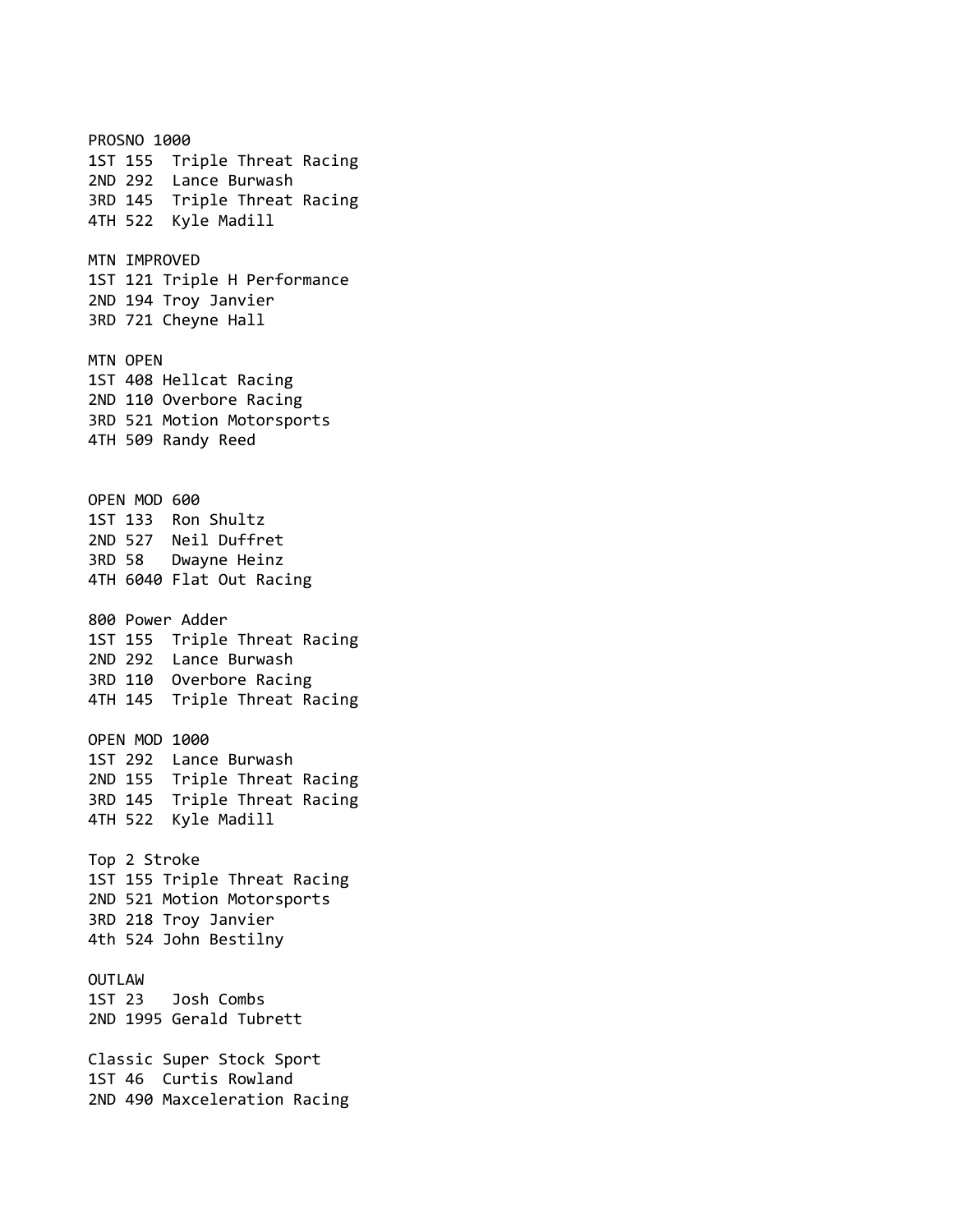PROSNO 1000
1ST 155  Triple Threat Racing
2ND 292  Lance Burwash
3RD 145  Triple Threat Racing
4TH 522  Kyle Madill

MTN IMPROVED
1ST 121 Triple H Performance
2ND 194 Troy Janvier
3RD 721 Cheyne Hall

MTN OPEN
1ST 408 Hellcat Racing
2ND 110 Overbore Racing
3RD 521 Motion Motorsports
4TH 509 Randy Reed

OPEN MOD 600
1ST 133  Ron Shultz
2ND 527  Neil Duffret
3RD 58   Dwayne Heinz
4TH 6040 Flat Out Racing

800 Power Adder
1ST 155  Triple Threat Racing
2ND 292  Lance Burwash
3RD 110  Overbore Racing
4TH 145  Triple Threat Racing

OPEN MOD 1000
1ST 292  Lance Burwash
2ND 155  Triple Threat Racing
3RD 145  Triple Threat Racing
4TH 522  Kyle Madill

Top 2 Stroke
1ST 155 Triple Threat Racing
2ND 521 Motion Motorsports
3RD 218 Troy Janvier
4th 524 John Bestilny

OUTLAW
1ST 23   Josh Combs
2ND 1995 Gerald Tubrett

Classic Super Stock Sport
1ST 46  Curtis Rowland
2ND 490 Maxceleration Racing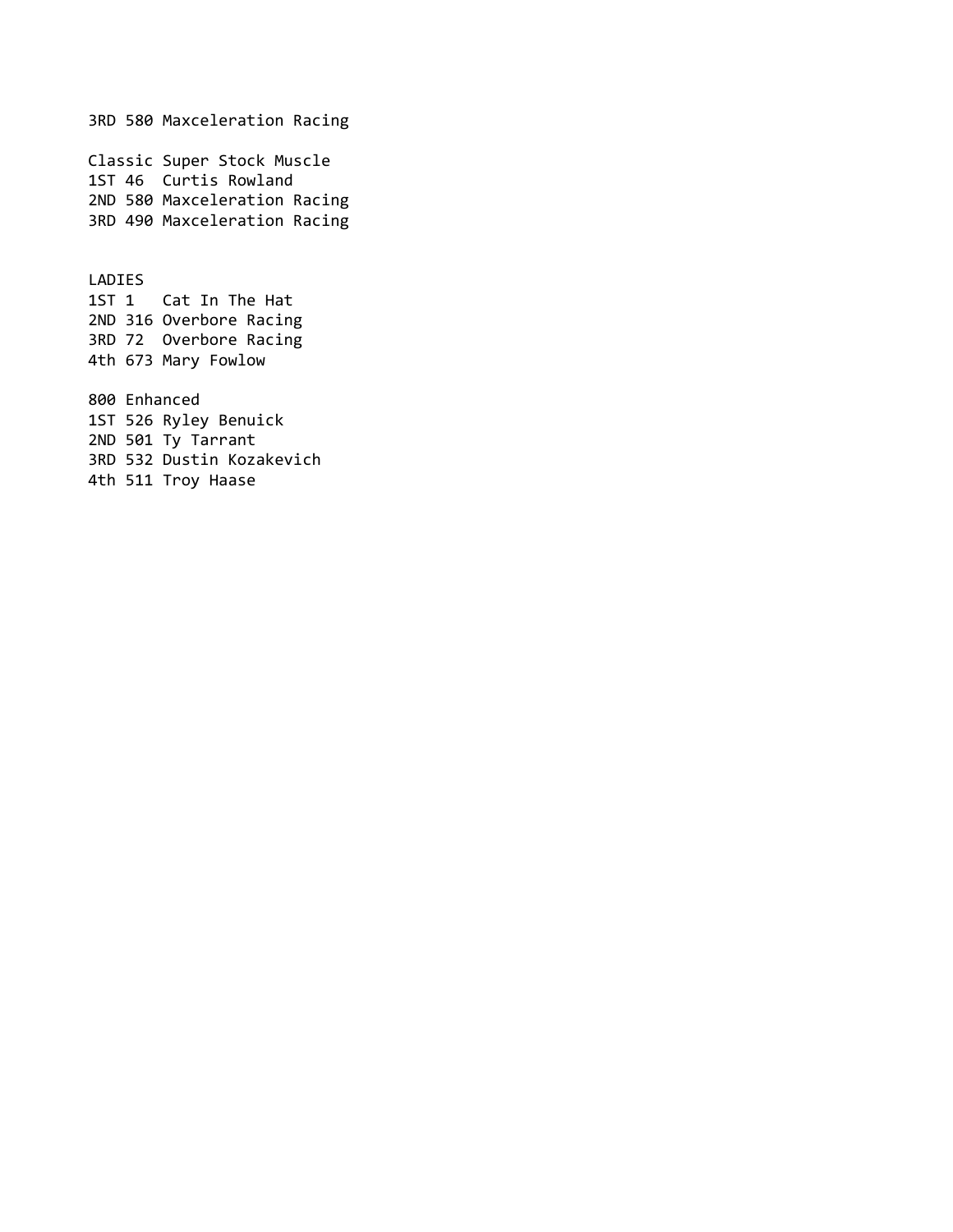3RD 580 Maxceleration Racing

Classic Super Stock Muscle
1ST 46 Curtis Rowland
2ND 580 Maxceleration Racing
3RD 490 Maxceleration Racing

LADIES
1ST 1 Cat In The Hat
2ND 316 Overbore Racing
3RD 72 Overbore Racing
4th 673 Mary Fowlow

800 Enhanced
1ST 526 Ryley Benuick
2ND 501 Ty Tarrant
3RD 532 Dustin Kozakevich
4th 511 Troy Haase